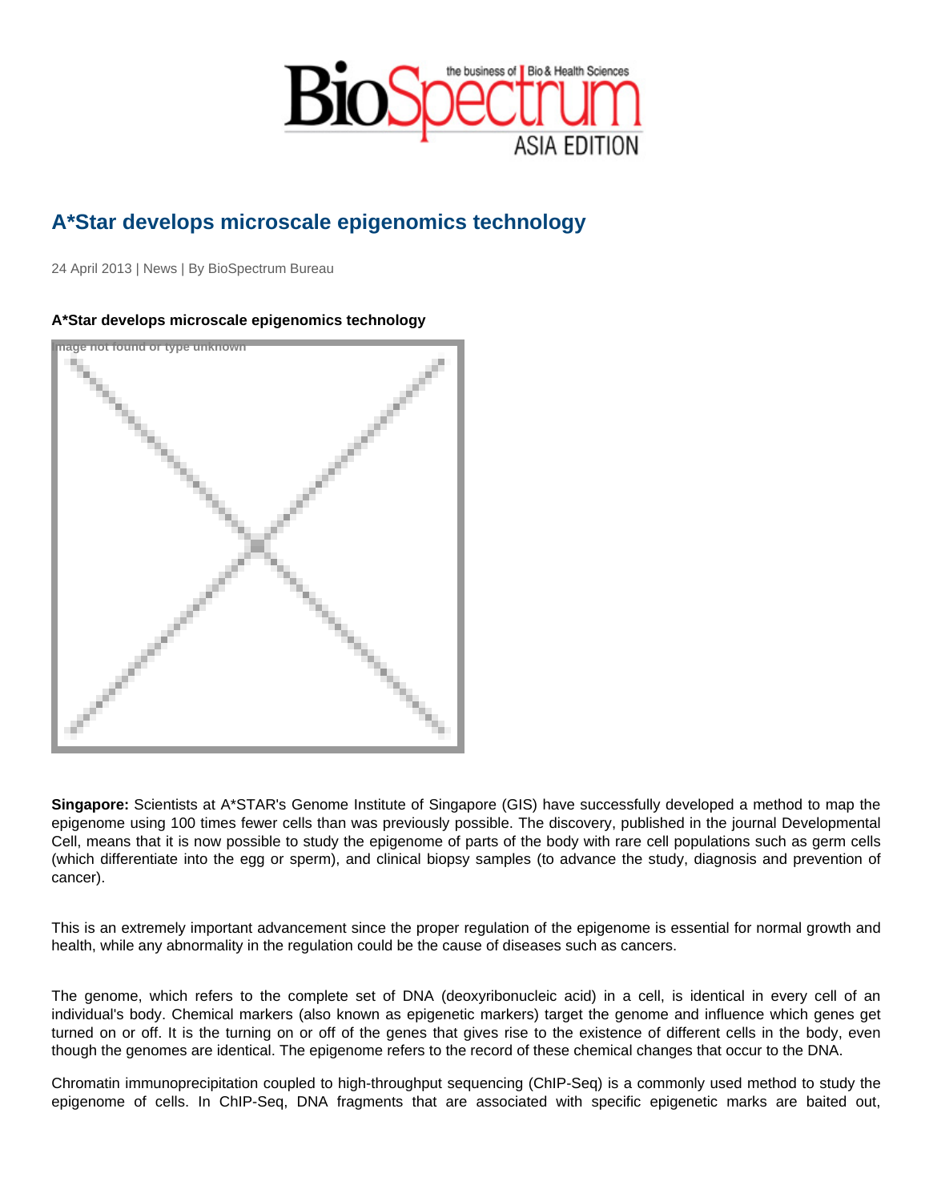# A*Star develops microscale epigenomics technology

24 April 2013 | News | By BioSpectrum Bureau

**A*Star develops microscale epigenomics technology**

**Singapore:** Scientists at A*STAR's Genome Institute of Singapore (GIS) have successfully developed a method to map the epigenome using 100 times fewer cells than was previously possible. The discovery, published in the journal Developmental Cell, means that it is now possible to study the epigenome of parts of the body with rare cell populations such as germ cells (which differentiate into the egg or sperm), and clinical biopsy samples (to advance the study, diagnosis and prevention of cancer).

This is an extremely important advancement since the proper regulation of the epigenome is essential for normal growth and health, while any abnormality in the regulation could be the cause of diseases such as cancers.

The genome, which refers to the complete set of DNA (deoxyribonucleic acid) in a cell, is identical in every cell of an individual's body. Chemical markers (also known as epigenetic markers) target the genome and influence which genes get turned on or off. It is the turning on or off of the genes that gives rise to the existence of different cells in the body, even though the genomes are identical. The epigenome refers to the record of these chemical changes that occur to the DNA.

Chromatin immunoprecipitation coupled to high-throughput sequencing (ChIP-Seq) is a commonly used method to study the epigenome of cells. In ChIP-Seq, DNA fragments that are associated with specific epigenetic marks are baited out,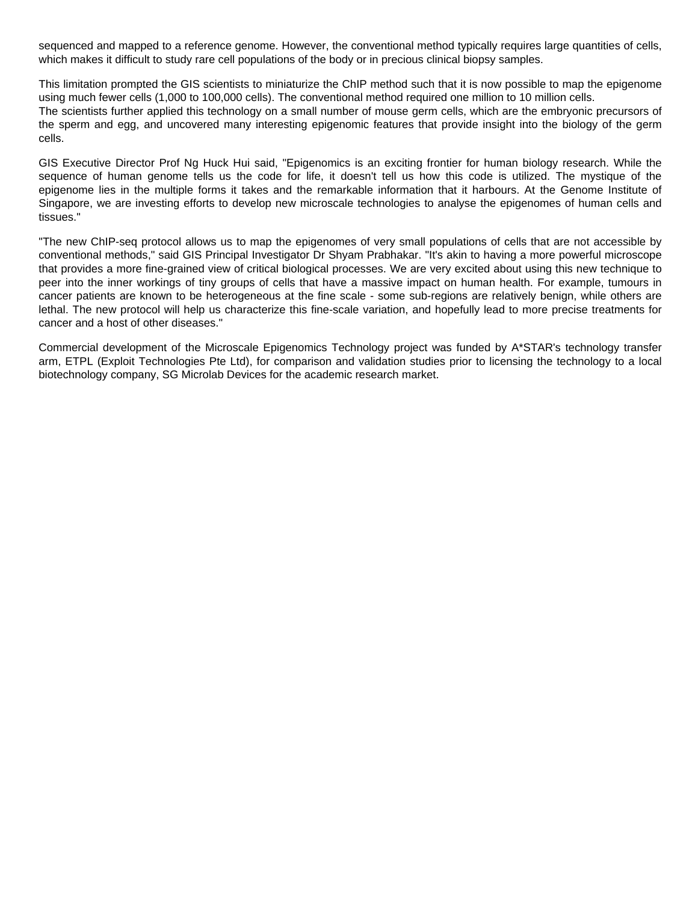sequenced and mapped to a reference genome. However, the conventional method typically requires large quantities of cells, which makes it difficult to study rare cell populations of the body or in precious clinical biopsy samples.

This limitation prompted the GIS scientists to miniaturize the ChIP method such that it is now possible to map the epigenome using much fewer cells (1,000 to 100,000 cells). The conventional method required one million to 10 million cells.
The scientists further applied this technology on a small number of mouse germ cells, which are the embryonic precursors of the sperm and egg, and uncovered many interesting epigenomic features that provide insight into the biology of the germ cells.

GIS Executive Director Prof Ng Huck Hui said, "Epigenomics is an exciting frontier for human biology research. While the sequence of human genome tells us the code for life, it doesn't tell us how this code is utilized. The mystique of the epigenome lies in the multiple forms it takes and the remarkable information that it harbours. At the Genome Institute of Singapore, we are investing efforts to develop new microscale technologies to analyse the epigenomes of human cells and tissues."

"The new ChIP-seq protocol allows us to map the epigenomes of very small populations of cells that are not accessible by conventional methods," said GIS Principal Investigator Dr Shyam Prabhakar. "It's akin to having a more powerful microscope that provides a more fine-grained view of critical biological processes. We are very excited about using this new technique to peer into the inner workings of tiny groups of cells that have a massive impact on human health. For example, tumours in cancer patients are known to be heterogeneous at the fine scale - some sub-regions are relatively benign, while others are lethal. The new protocol will help us characterize this fine-scale variation, and hopefully lead to more precise treatments for cancer and a host of other diseases."

Commercial development of the Microscale Epigenomics Technology project was funded by A*STAR's technology transfer arm, ETPL (Exploit Technologies Pte Ltd), for comparison and validation studies prior to licensing the technology to a local biotechnology company, SG Microlab Devices for the academic research market.